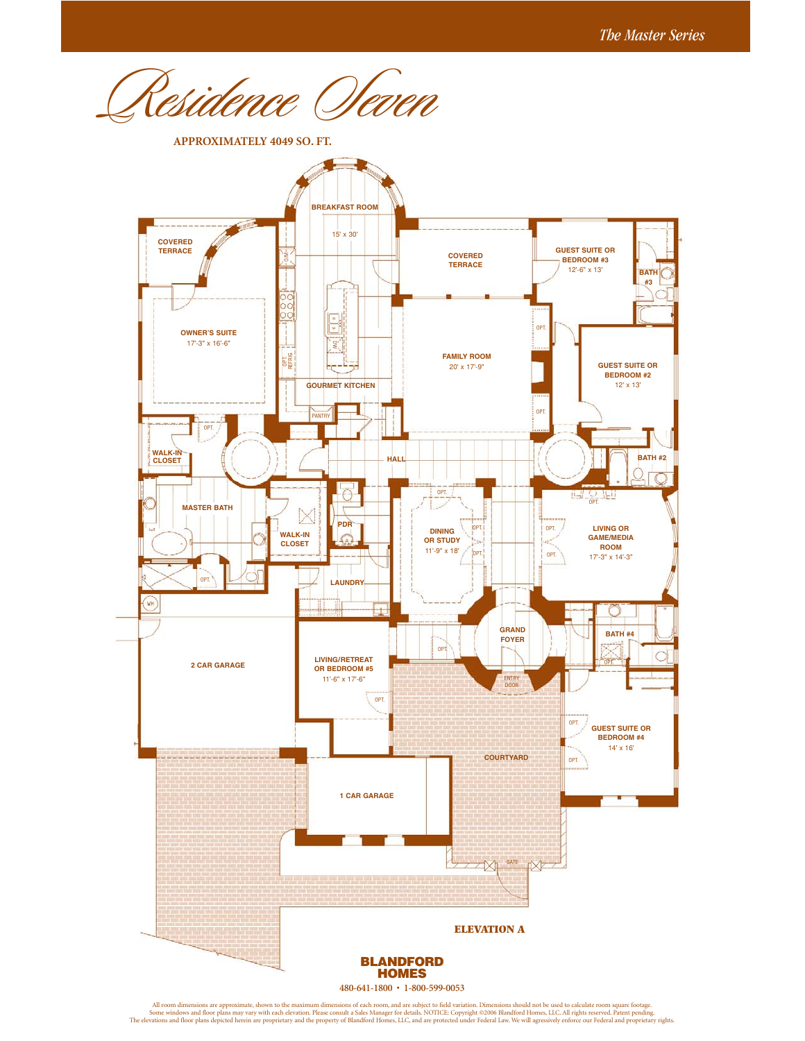The Master Series

# Residence Seven

**APPROXIMATELY 4049 SQ. FT.**

BREAKFAST ROOM
15' x 30'

COVERED TERRACE

OWNER'S SUITE
17'-3" x 16'-6"

GOURMET KITCHEN

PANTRY

COVERED TERRACE

FAMILY ROOM
20' x 17'-9"

GUEST SUITE OR BEDROOM #3
12'-6" x 13'

BATH #3

GUEST SUITE OR BEDROOM #2
12' x 13'

WALK-IN CLOSET

HALL

BATH #2

MASTER BATH

WALK-IN CLOSET

PDR

DINING OR STUDY
11'-9" x 18'

LIVING OR GAME/MEDIA ROOM
17'-3" x 14'-3"

LAUNDRY

GRAND FOYER

ENTRY DOOR

BATH #4

2 CAR GARAGE

LIVING/RETREAT OR BEDROOM #5
11'-6" x 17'-6"

GUEST SUITE OR BEDROOM #4
14' x 16'

COURTYARD

1 CAR GARAGE

GATE

**ELEVATION A**

**BLANDFORD HOMES**

480-641-1800 • 1-800-599-0053

All room dimensions are approximate, shown to the maximum dimensions of each room, and are subject to field variation. Dimensions should not be used to calculate room square footage. Some windows and floor plans may vary with each elevation. Please consult a Sales Manager for details. NOTICE: Copyright ©2006 Blandford Homes, LLC. All rights reserved. Patent pending. The elevations and floor plans depicted herein are proprietary and the property of Blandford Homes, LLC, and are protected under Federal Law. We will agressively enforce our Federal and proprietary rights.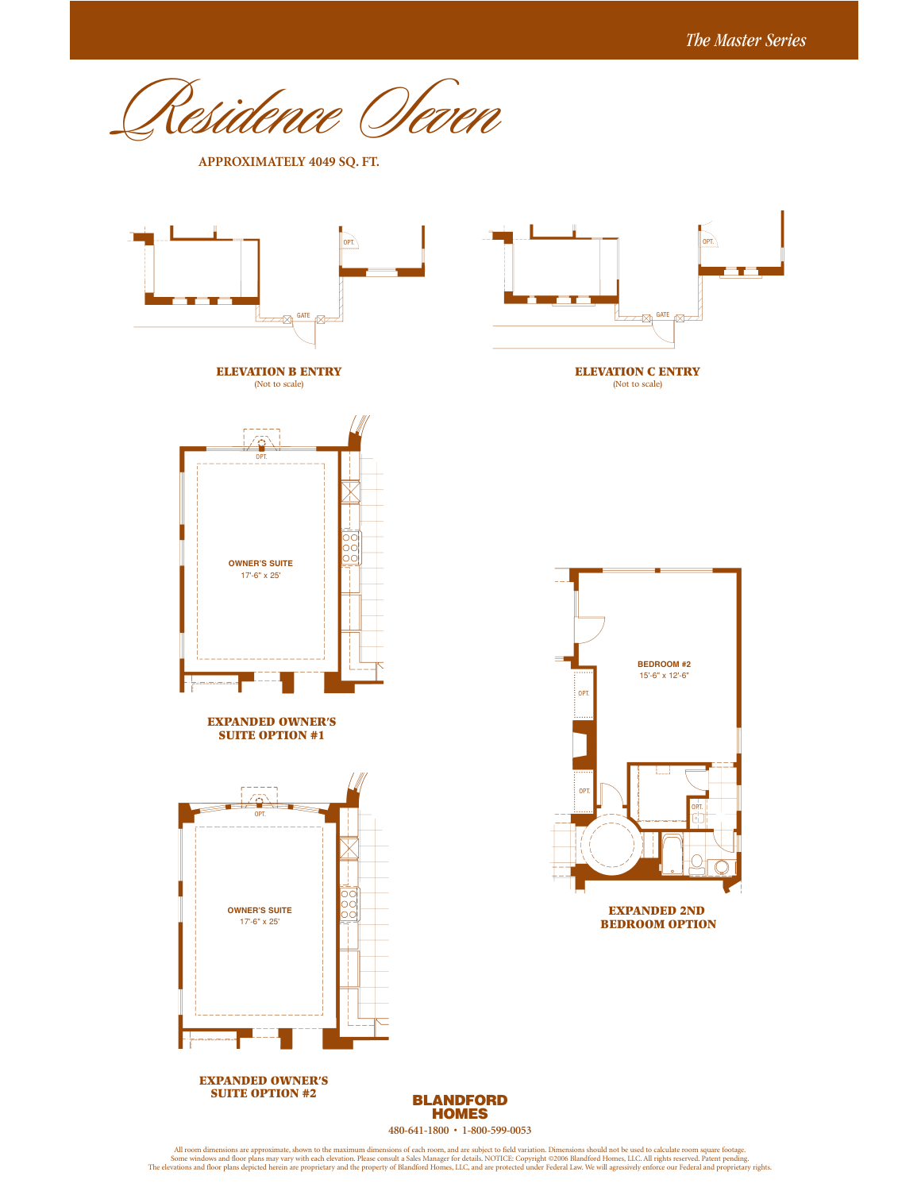*The Master Series*

# Residence Seven

**APPROXIMATELY 4049 SQ. FT.**

OPT.

GATE

**ELEVATION B ENTRY**
(Not to scale)

OPT.

GATE

**ELEVATION C ENTRY**
(Not to scale)

OPT.

OWNER'S SUITE
17'-6" x 25'

**EXPANDED OWNER'S SUITE OPTION #1**

BEDROOM #2
15'-6" x 12'-6"

OPT.

OPT.

OPT.

**EXPANDED 2ND BEDROOM OPTION**

OPT.

OWNER'S SUITE
17'-6" x 25'

**EXPANDED OWNER'S SUITE OPTION #2**

**BLANDFORD HOMES**

480-641-1800 • 1-800-599-0053

All room dimensions are approximate, shown to the maximum dimensions of each room, and are subject to field variation. Dimensions should not be used to calculate room square footage. Some windows and floor plans may vary with each elevation. Please consult a Sales Manager for details. NOTICE: Copyright ©2006 Blandford Homes, LLC. All rights reserved. Patent pending. The elevations and floor plans depicted herein are proprietary and the property of Blandford Homes, LLC, and are protected under Federal Law. We will agressively enforce our Federal and proprietary rights.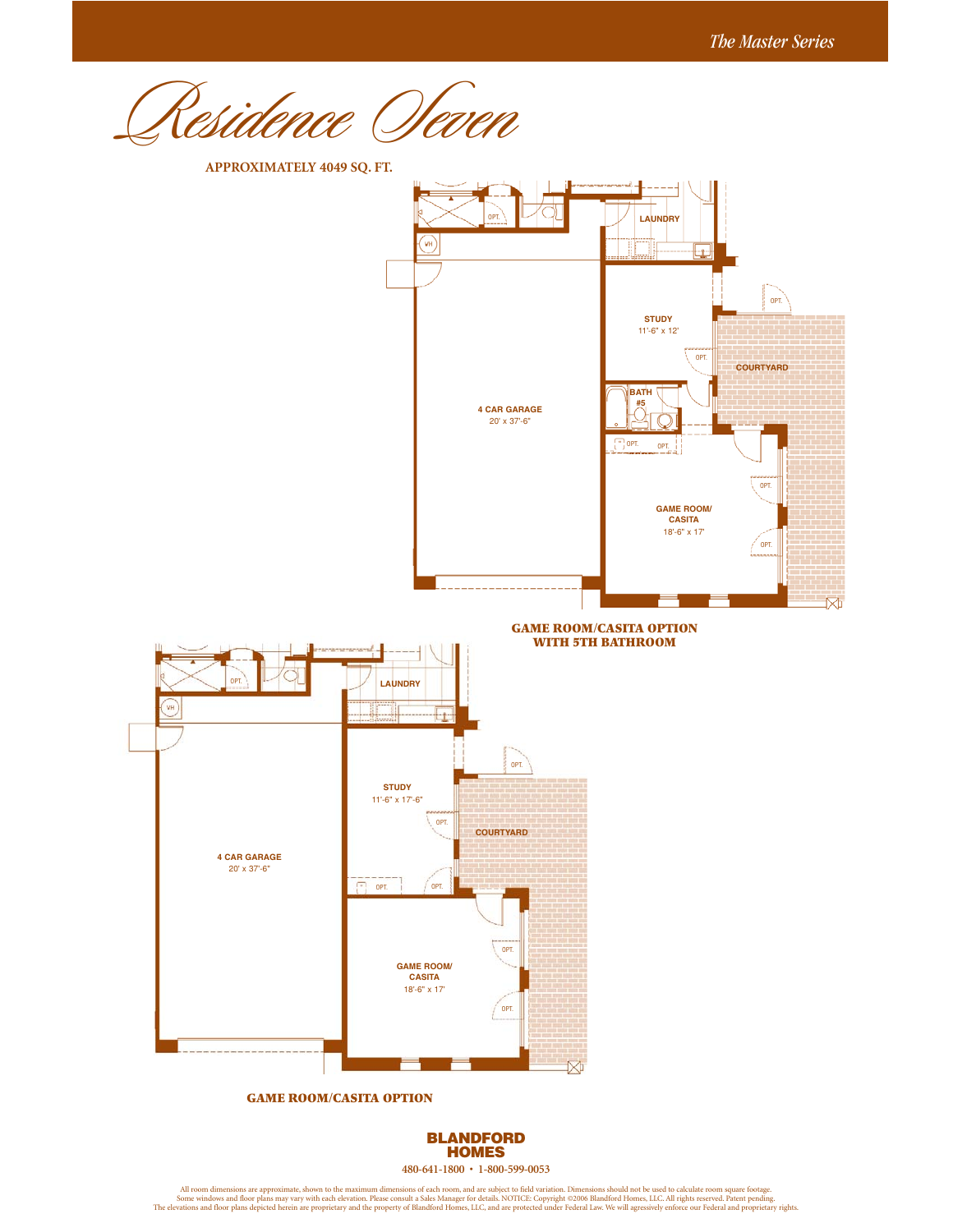*The Master Series*

# Residence Seven

**APPROXIMATELY 4049 SQ. FT.**

LAUNDRY

OPT.

VH

STUDY
11'-6" x 12'

OPT.

OPT.

COURTYARD

BATH #5

4 CAR GARAGE
20' x 37'-6"

OPT. OPT.

OPT.

GAME ROOM/ CASITA
18'-6" x 17'

OPT.

**GAME ROOM/CASITA OPTION WITH 5TH BATHROOM**

OPT.

LAUNDRY

VH

OPT.

STUDY
11'-6" x 17'-6"

OPT.

COURTYARD

4 CAR GARAGE
20' x 37'-6"

OPT. OPT.

OPT.

GAME ROOM/ CASITA
18'-6" x 17'

OPT.

**GAME ROOM/CASITA OPTION**

**BLANDFORD HOMES**

480-641-1800 • 1-800-599-0053

All room dimensions are approximate, shown to the maximum dimensions of each room, and are subject to field variation. Dimensions should not be used to calculate room square footage. Some windows and floor plans may vary with each elevation. Please consult a Sales Manager for details. NOTICE: Copyright ©2006 Blandford Homes, LLC. All rights reserved. Patent pending. The elevations and floor plans depicted herein are proprietary and the property of Blandford Homes, LLC, and are protected under Federal Law. We will agresively enforce our Federal and proprietary rights.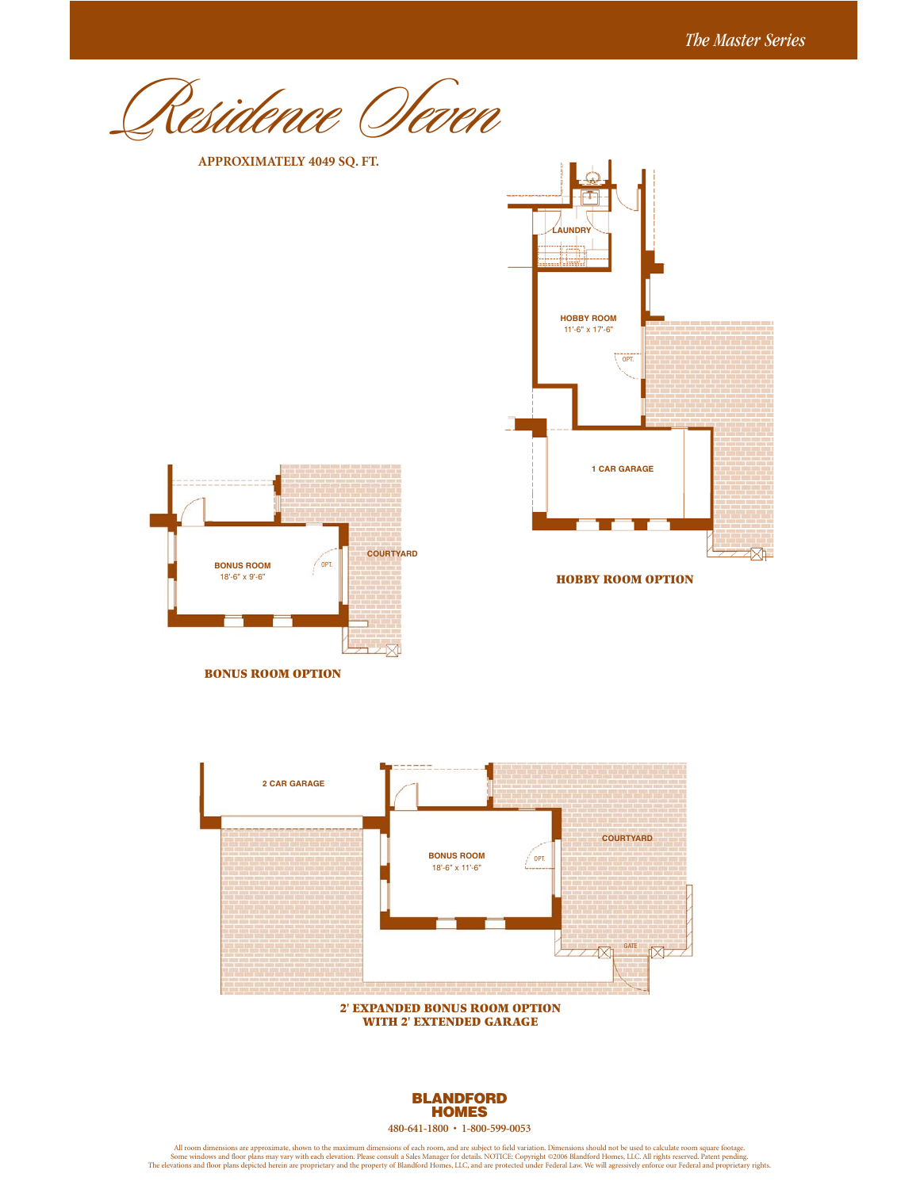*The Master Series*

# Residence Seven

**APPROXIMATELY 4049 SQ. FT.**

LAUNDRY

HOBBY ROOM
11'-6" x 17'-6"

OPT.

1 CAR GARAGE

**HOBBY ROOM OPTION**

BONUS ROOM
18'-6" x 9'-6"

OPT.

COURTYARD

**BONUS ROOM OPTION**

2 CAR GARAGE

BONUS ROOM
18'-6" x 11'-6"

OPT.

COURTYARD

GATE

**2' EXPANDED BONUS ROOM OPTION**
**WITH 2' EXTENDED GARAGE**

**BLANDFORD HOMES**

480-641-1800 • 1-800-599-0053

All room dimensions are approximate, shown to the maximum dimensions of each room, and are subject to field variation. Dimensions should not be used to calculate room square footage. Some windows and floor plans may vary with each elevation. Please consult a Sales Manager for details. NOTICE: Copyright ©2006 Blandford Homes, LLC. All rights reserved. Patent pending. The elevations and floor plans depicted herein are proprietary and the property of Blandford Homes, LLC, and are protected under Federal Law. We will agressively enforce our Federal and proprietary rights.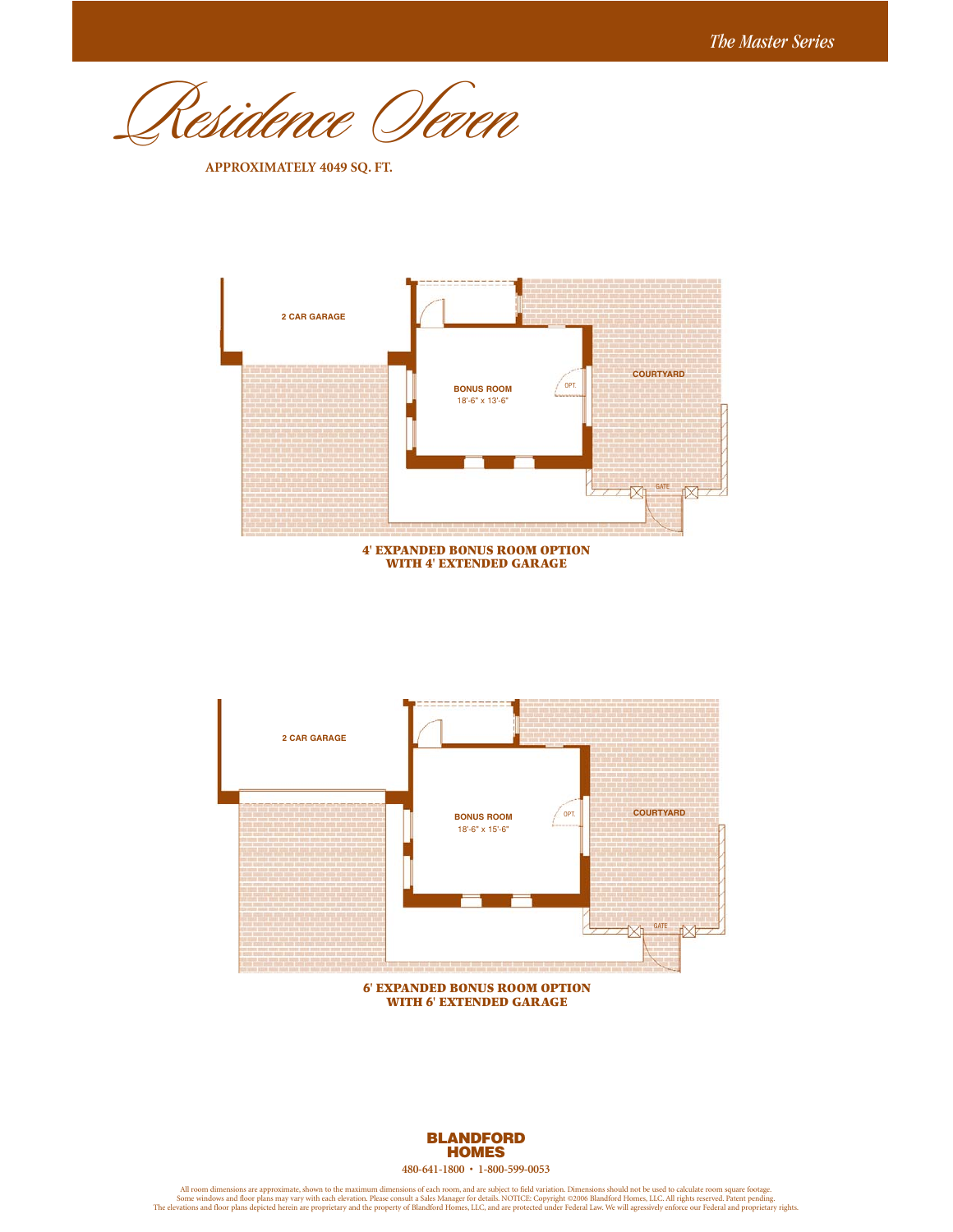# Residence Seven

**APPROXIMATELY 4049 SQ. FT.**

2 CAR GARAGE

BONUS ROOM
18'-6" x 13'-6"

OPT.

COURTYARD

GATE

**4' EXPANDED BONUS ROOM OPTION WITH 4' EXTENDED GARAGE**

2 CAR GARAGE

BONUS ROOM
18'-6" x 15'-6"

OPT.

COURTYARD

GATE

**6' EXPANDED BONUS ROOM OPTION WITH 6' EXTENDED GARAGE**

**BLANDFORD HOMES**

480-641-1800 • 1-800-599-0053

All room dimensions are approximate, shown to the maximum dimensions of each room, and are subject to field variation. Dimensions should not be used to calculate room square footage. Some windows and floor plans may vary with each elevation. Please consult a Sales Manager for details. NOTICE: Copyright ©2006 Blandford Homes, LLC. All rights reserved. Patent pending. The elevations and floor plans depicted herein are proprietary and the property of Blandford Homes, LLC, and are protected under Federal Law. We will agresively enforce our Federal and proprietary rights.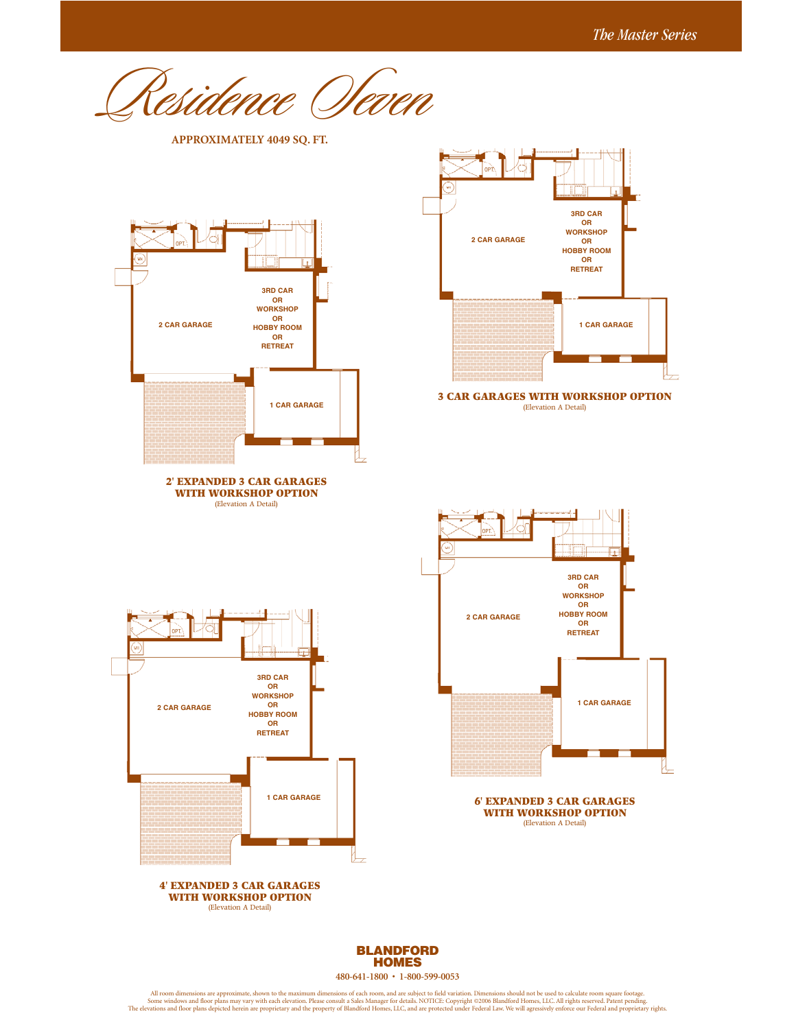# Residence Seven

**APPROXIMATELY 4049 SQ. FT.**

2 CAR GARAGE

3RD CAR OR WORKSHOP OR HOBBY ROOM OR RETREAT

1 CAR GARAGE

OPT.

**2' EXPANDED 3 CAR GARAGES WITH WORKSHOP OPTION**
(Elevation A Detail)

2 CAR GARAGE

3RD CAR OR WORKSHOP OR HOBBY ROOM OR RETREAT

1 CAR GARAGE

OPT.

**3 CAR GARAGES WITH WORKSHOP OPTION**
(Elevation A Detail)

2 CAR GARAGE

3RD CAR OR WORKSHOP OR HOBBY ROOM OR RETREAT

1 CAR GARAGE

OPT.

**4' EXPANDED 3 CAR GARAGES WITH WORKSHOP OPTION**
(Elevation A Detail)

2 CAR GARAGE

3RD CAR OR WORKSHOP OR HOBBY ROOM OR RETREAT

1 CAR GARAGE

OPT.

**6' EXPANDED 3 CAR GARAGES WITH WORKSHOP OPTION**
(Elevation A Detail)

**BLANDFORD HOMES**

480-641-1800 • 1-800-599-0053

All room dimensions are approximate, shown to the maximum dimensions of each room, and are subject to field variation. Dimensions should not be used to calculate room square footage. Some windows and floor plans may vary with each elevation. Please consult a Sales Manager for details. NOTICE: Copyright ©2006 Blandford Homes, LLC. All rights reserved. Patent pending. The elevations and floor plans depicted herein are proprietary and the property of Blandford Homes, LLC, and are protected under Federal Law. We will agressively enforce our Federal and proprietary rights.